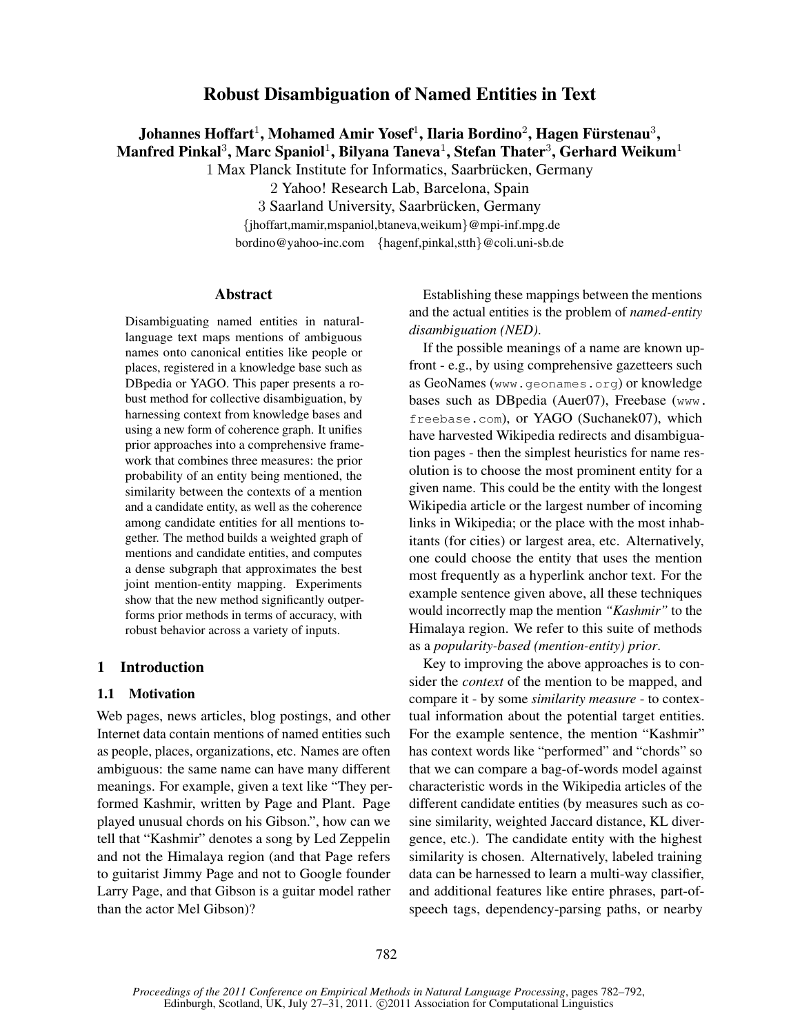# Robust Disambiguation of Named Entities in Text

**Johannes Hoffart[1], Mohamed Amir Yosef[1], Ilaria Bordino[2], Hagen Fürstenau[3], Manfred Pinkal[3], Marc Spaniol[1], Bilyana Taneva[1], Stefan Thater[3], Gerhard Weikum[1]**

1 Max Planck Institute for Informatics, Saarbrücken, Germany
2 Yahoo! Research Lab, Barcelona, Spain
3 Saarland University, Saarbrücken, Germany

{jhoffart,mamir,mspaniol,btaneva,weikum}@mpi-inf.mpg.de
bordino@yahoo-inc.com {hagenf,pinkal,stth}@coli.uni-sb.de

## Abstract

Disambiguating named entities in natural-language text maps mentions of ambiguous names onto canonical entities like people or places, registered in a knowledge base such as DBpedia or YAGO. This paper presents a robust method for collective disambiguation, by harnessing context from knowledge bases and using a new form of coherence graph. It unifies prior approaches into a comprehensive framework that combines three measures: the prior probability of an entity being mentioned, the similarity between the contexts of a mention and a candidate entity, as well as the coherence among candidate entities for all mentions together. The method builds a weighted graph of mentions and candidate entities, and computes a dense subgraph that approximates the best joint mention-entity mapping. Experiments show that the new method significantly outperforms prior methods in terms of accuracy, with robust behavior across a variety of inputs.

## 1 Introduction

### 1.1 Motivation

Web pages, news articles, blog postings, and other Internet data contain mentions of named entities such as people, places, organizations, etc. Names are often ambiguous: the same name can have many different meanings. For example, given a text like "They performed Kashmir, written by Page and Plant. Page played unusual chords on his Gibson.", how can we tell that "Kashmir" denotes a song by Led Zeppelin and not the Himalaya region (and that Page refers to guitarist Jimmy Page and not to Google founder Larry Page, and that Gibson is a guitar model rather than the actor Mel Gibson)?

Establishing these mappings between the mentions and the actual entities is the problem of *named-entity disambiguation (NED)*.

If the possible meanings of a name are known upfront - e.g., by using comprehensive gazetteers such as GeoNames (www.geonames.org) or knowledge bases such as DBpedia (Auer07), Freebase (www.freebase.com), or YAGO (Suchanek07), which have harvested Wikipedia redirects and disambiguation pages - then the simplest heuristics for name resolution is to choose the most prominent entity for a given name. This could be the entity with the longest Wikipedia article or the largest number of incoming links in Wikipedia; or the place with the most inhabitants (for cities) or largest area, etc. Alternatively, one could choose the entity that uses the mention most frequently as a hyperlink anchor text. For the example sentence given above, all these techniques would incorrectly map the mention *"Kashmir"* to the Himalaya region. We refer to this suite of methods as a *popularity-based (mention-entity) prior*.

Key to improving the above approaches is to consider the *context* of the mention to be mapped, and compare it - by some *similarity measure* - to contextual information about the potential target entities. For the example sentence, the mention "Kashmir" has context words like "performed" and "chords" so that we can compare a bag-of-words model against characteristic words in the Wikipedia articles of the different candidate entities (by measures such as cosine similarity, weighted Jaccard distance, KL divergence, etc.). The candidate entity with the highest similarity is chosen. Alternatively, labeled training data can be harnessed to learn a multi-way classifier, and additional features like entire phrases, part-of-speech tags, dependency-parsing paths, or nearby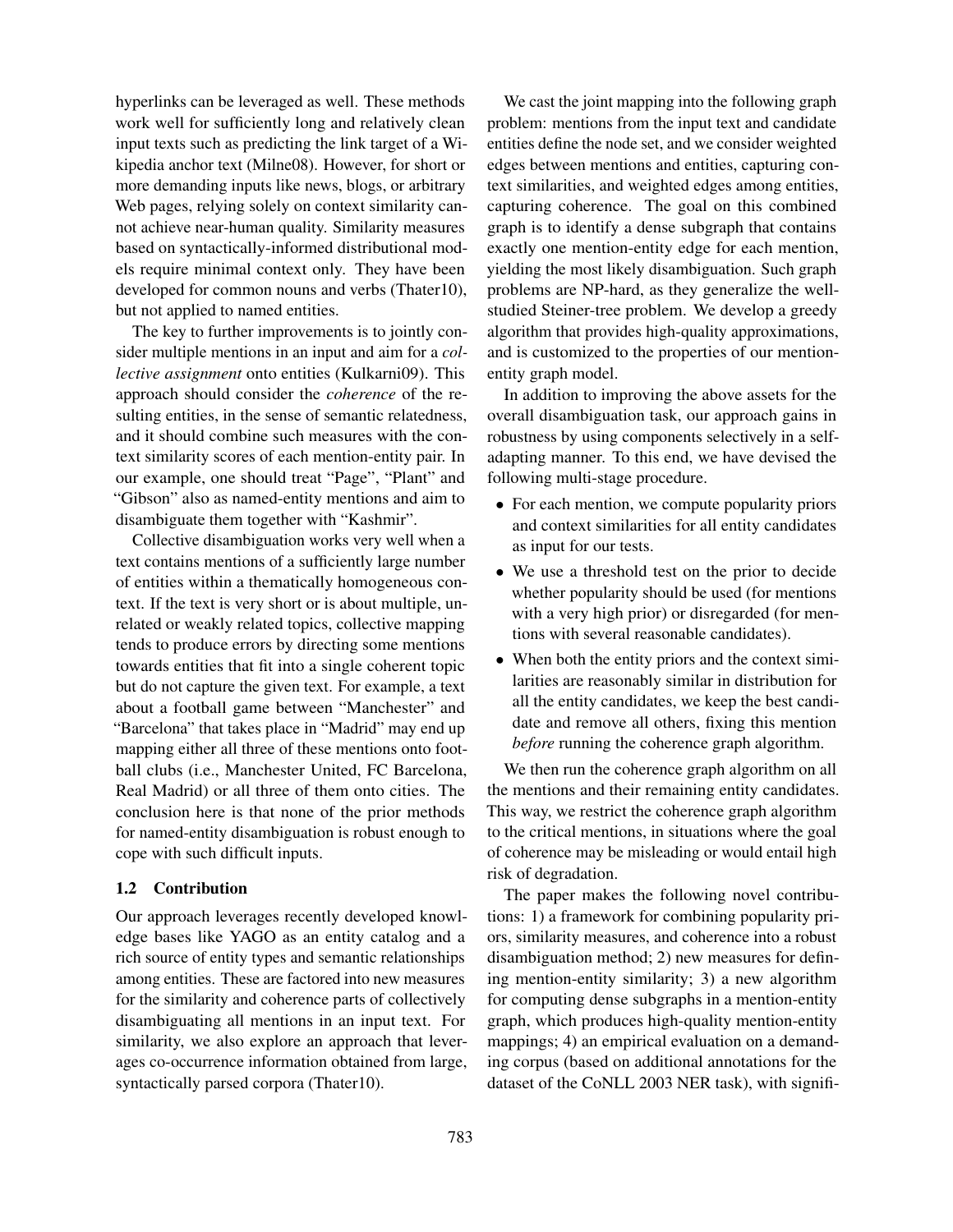hyperlinks can be leveraged as well. These methods work well for sufficiently long and relatively clean input texts such as predicting the link target of a Wikipedia anchor text (Milne08). However, for short or more demanding inputs like news, blogs, or arbitrary Web pages, relying solely on context similarity cannot achieve near-human quality. Similarity measures based on syntactically-informed distributional models require minimal context only. They have been developed for common nouns and verbs (Thater10), but not applied to named entities.

The key to further improvements is to jointly consider multiple mentions in an input and aim for a *collective assignment* onto entities (Kulkarni09). This approach should consider the *coherence* of the resulting entities, in the sense of semantic relatedness, and it should combine such measures with the context similarity scores of each mention-entity pair. In our example, one should treat "Page", "Plant" and "Gibson" also as named-entity mentions and aim to disambiguate them together with "Kashmir".

Collective disambiguation works very well when a text contains mentions of a sufficiently large number of entities within a thematically homogeneous context. If the text is very short or is about multiple, unrelated or weakly related topics, collective mapping tends to produce errors by directing some mentions towards entities that fit into a single coherent topic but do not capture the given text. For example, a text about a football game between "Manchester" and "Barcelona" that takes place in "Madrid" may end up mapping either all three of these mentions onto football clubs (i.e., Manchester United, FC Barcelona, Real Madrid) or all three of them onto cities. The conclusion here is that none of the prior methods for named-entity disambiguation is robust enough to cope with such difficult inputs.

### 1.2 Contribution

Our approach leverages recently developed knowledge bases like YAGO as an entity catalog and a rich source of entity types and semantic relationships among entities. These are factored into new measures for the similarity and coherence parts of collectively disambiguating all mentions in an input text. For similarity, we also explore an approach that leverages co-occurrence information obtained from large, syntactically parsed corpora (Thater10).

We cast the joint mapping into the following graph problem: mentions from the input text and candidate entities define the node set, and we consider weighted edges between mentions and entities, capturing context similarities, and weighted edges among entities, capturing coherence. The goal on this combined graph is to identify a dense subgraph that contains exactly one mention-entity edge for each mention, yielding the most likely disambiguation. Such graph problems are NP-hard, as they generalize the well-studied Steiner-tree problem. We develop a greedy algorithm that provides high-quality approximations, and is customized to the properties of our mention-entity graph model.

In addition to improving the above assets for the overall disambiguation task, our approach gains in robustness by using components selectively in a self-adapting manner. To this end, we have devised the following multi-stage procedure.

- For each mention, we compute popularity priors and context similarities for all entity candidates as input for our tests.
- We use a threshold test on the prior to decide whether popularity should be used (for mentions with a very high prior) or disregarded (for mentions with several reasonable candidates).
- When both the entity priors and the context similarities are reasonably similar in distribution for all the entity candidates, we keep the best candidate and remove all others, fixing this mention *before* running the coherence graph algorithm.

We then run the coherence graph algorithm on all the mentions and their remaining entity candidates. This way, we restrict the coherence graph algorithm to the critical mentions, in situations where the goal of coherence may be misleading or would entail high risk of degradation.

The paper makes the following novel contributions: 1) a framework for combining popularity priors, similarity measures, and coherence into a robust disambiguation method; 2) new measures for defining mention-entity similarity; 3) a new algorithm for computing dense subgraphs in a mention-entity graph, which produces high-quality mention-entity mappings; 4) an empirical evaluation on a demanding corpus (based on additional annotations for the dataset of the CoNLL 2003 NER task), with signifi-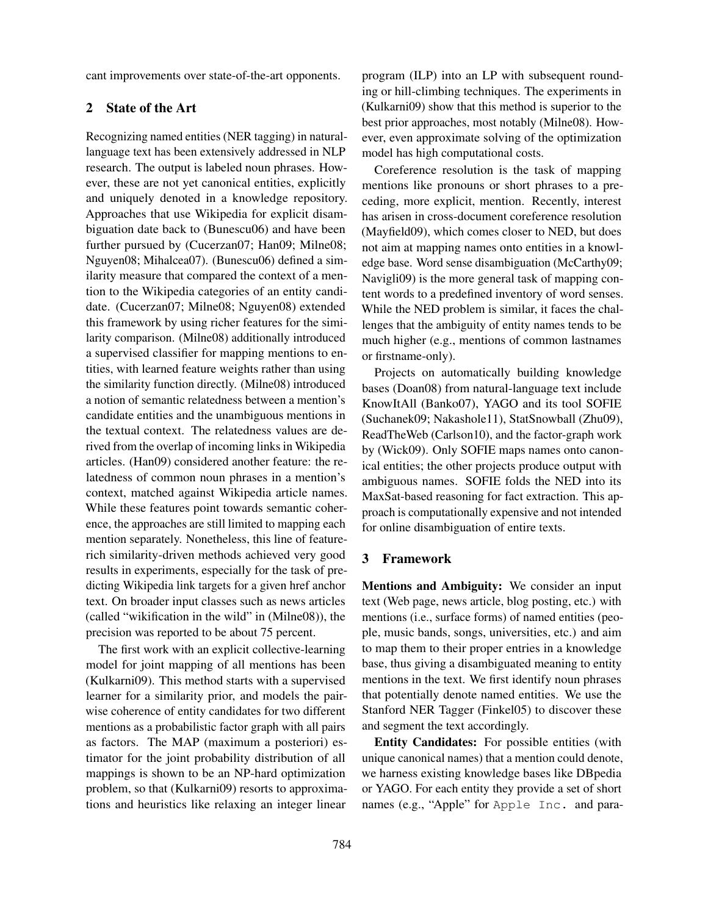cant improvements over state-of-the-art opponents.

## 2 State of the Art

Recognizing named entities (NER tagging) in natural-language text has been extensively addressed in NLP research. The output is labeled noun phrases. However, these are not yet canonical entities, explicitly and uniquely denoted in a knowledge repository. Approaches that use Wikipedia for explicit disambiguation date back to (Bunescu06) and have been further pursued by (Cucerzan07; Han09; Milne08; Nguyen08; Mihalcea07). (Bunescu06) defined a similarity measure that compared the context of a mention to the Wikipedia categories of an entity candidate. (Cucerzan07; Milne08; Nguyen08) extended this framework by using richer features for the similarity comparison. (Milne08) additionally introduced a supervised classifier for mapping mentions to entities, with learned feature weights rather than using the similarity function directly. (Milne08) introduced a notion of semantic relatedness between a mention's candidate entities and the unambiguous mentions in the textual context. The relatedness values are derived from the overlap of incoming links in Wikipedia articles. (Han09) considered another feature: the relatedness of common noun phrases in a mention's context, matched against Wikipedia article names. While these features point towards semantic coherence, the approaches are still limited to mapping each mention separately. Nonetheless, this line of feature-rich similarity-driven methods achieved very good results in experiments, especially for the task of predicting Wikipedia link targets for a given href anchor text. On broader input classes such as news articles (called "wikification in the wild" in (Milne08)), the precision was reported to be about 75 percent.

The first work with an explicit collective-learning model for joint mapping of all mentions has been (Kulkarni09). This method starts with a supervised learner for a similarity prior, and models the pairwise coherence of entity candidates for two different mentions as a probabilistic factor graph with all pairs as factors. The MAP (maximum a posteriori) estimator for the joint probability distribution of all mappings is shown to be an NP-hard optimization problem, so that (Kulkarni09) resorts to approximations and heuristics like relaxing an integer linear program (ILP) into an LP with subsequent rounding or hill-climbing techniques. The experiments in (Kulkarni09) show that this method is superior to the best prior approaches, most notably (Milne08). However, even approximate solving of the optimization model has high computational costs.

Coreference resolution is the task of mapping mentions like pronouns or short phrases to a preceding, more explicit, mention. Recently, interest has arisen in cross-document coreference resolution (Mayfield09), which comes closer to NED, but does not aim at mapping names onto entities in a knowledge base. Word sense disambiguation (McCarthy09; Navigli09) is the more general task of mapping content words to a predefined inventory of word senses. While the NED problem is similar, it faces the challenges that the ambiguity of entity names tends to be much higher (e.g., mentions of common lastnames or firstname-only).

Projects on automatically building knowledge bases (Doan08) from natural-language text include KnowItAll (Banko07), YAGO and its tool SOFIE (Suchanek09; Nakashole11), StatSnowball (Zhu09), ReadTheWeb (Carlson10), and the factor-graph work by (Wick09). Only SOFIE maps names onto canonical entities; the other projects produce output with ambiguous names. SOFIE folds the NED into its MaxSat-based reasoning for fact extraction. This approach is computationally expensive and not intended for online disambiguation of entire texts.

## 3 Framework

**Mentions and Ambiguity:** We consider an input text (Web page, news article, blog posting, etc.) with mentions (i.e., surface forms) of named entities (people, music bands, songs, universities, etc.) and aim to map them to their proper entries in a knowledge base, thus giving a disambiguated meaning to entity mentions in the text. We first identify noun phrases that potentially denote named entities. We use the Stanford NER Tagger (Finkel05) to discover these and segment the text accordingly.

**Entity Candidates:** For possible entities (with unique canonical names) that a mention could denote, we harness existing knowledge bases like DBpedia or YAGO. For each entity they provide a set of short names (e.g., "Apple" for `Apple Inc.` and para-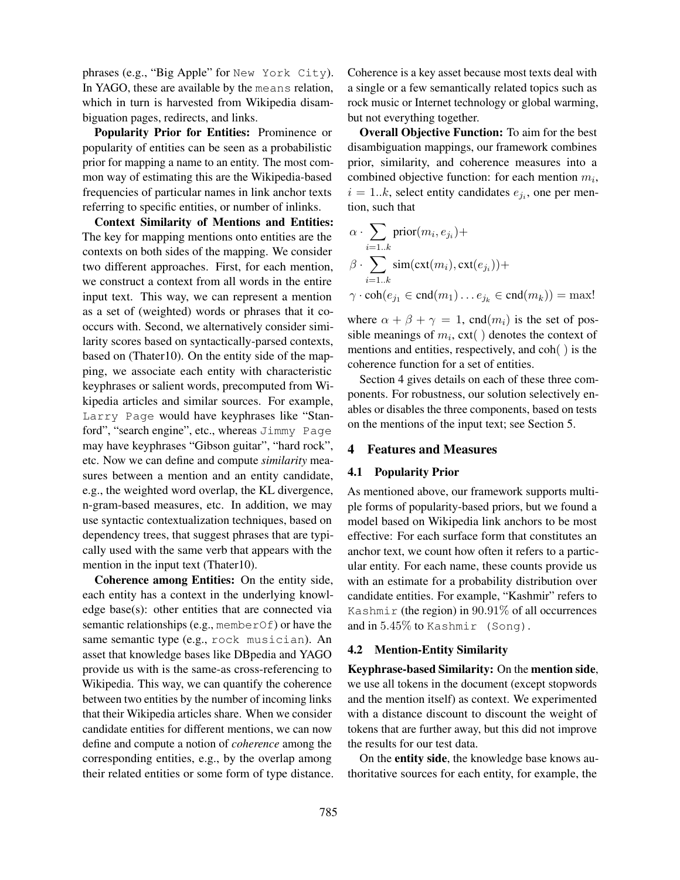phrases (e.g., "Big Apple" for `New York City`). In YAGO, these are available by the `means` relation, which in turn is harvested from Wikipedia disambiguation pages, redirects, and links.

**Popularity Prior for Entities:** Prominence or popularity of entities can be seen as a probabilistic prior for mapping a name to an entity. The most common way of estimating this are the Wikipedia-based frequencies of particular names in link anchor texts referring to specific entities, or number of inlinks.

**Context Similarity of Mentions and Entities:** The key for mapping mentions onto entities are the contexts on both sides of the mapping. We consider two different approaches. First, for each mention, we construct a context from all words in the entire input text. This way, we can represent a mention as a set of (weighted) words or phrases that it co-occurs with. Second, we alternatively consider similarity scores based on syntactically-parsed contexts, based on (Thater10). On the entity side of the mapping, we associate each entity with characteristic keyphrases or salient words, precomputed from Wikipedia articles and similar sources. For example, `Larry Page` would have keyphrases like "Stanford", "search engine", etc., whereas `Jimmy Page` may have keyphrases "Gibson guitar", "hard rock", etc. Now we can define and compute *similarity* measures between a mention and an entity candidate, e.g., the weighted word overlap, the KL divergence, n-gram-based measures, etc. In addition, we may use syntactic contextualization techniques, based on dependency trees, that suggest phrases that are typically used with the same verb that appears with the mention in the input text (Thater10).

**Coherence among Entities:** On the entity side, each entity has a context in the underlying knowledge base(s): other entities that are connected via semantic relationships (e.g., `memberOf`) or have the same semantic type (e.g., `rock musician`). An asset that knowledge bases like DBpedia and YAGO provide us with is the same-as cross-referencing to Wikipedia. This way, we can quantify the coherence between two entities by the number of incoming links that their Wikipedia articles share. When we consider candidate entities for different mentions, we can now define and compute a notion of *coherence* among the corresponding entities, e.g., by the overlap among their related entities or some form of type distance. Coherence is a key asset because most texts deal with a single or a few semantically related topics such as rock music or Internet technology or global warming, but not everything together.

**Overall Objective Function:** To aim for the best disambiguation mappings, our framework combines prior, similarity, and coherence measures into a combined objective function: for each mention $m_i$, $i = 1..k$, select entity candidates $e_{j_i}$, one per mention, such that

$$\alpha \cdot \sum_{i=1..k} \text{prior}(m_i, e_{j_i}) +$$
$$\beta \cdot \sum_{i=1..k} \text{sim}(\text{cxt}(m_i), \text{cxt}(e_{j_i})) +$$
$$\gamma \cdot \text{coh}(e_{j_1} \in \text{cnd}(m_1) \dots e_{j_k} \in \text{cnd}(m_k)) = \max!$$

where $\alpha + \beta + \gamma = 1$, $\text{cnd}(m_i)$ is the set of possible meanings of $m_i$, $\text{cxt}(\,)$ denotes the context of mentions and entities, respectively, and $\text{coh}(\,)$ is the coherence function for a set of entities.

Section 4 gives details on each of these three components. For robustness, our solution selectively enables or disables the three components, based on tests on the mentions of the input text; see Section 5.

## 4 Features and Measures

### 4.1 Popularity Prior

As mentioned above, our framework supports multiple forms of popularity-based priors, but we found a model based on Wikipedia link anchors to be most effective: For each surface form that constitutes an anchor text, we count how often it refers to a particular entity. For each name, these counts provide us with an estimate for a probability distribution over candidate entities. For example, "Kashmir" refers to `Kashmir` (the region) in $90.91\%$ of all occurrences and in $5.45\%$ to `Kashmir (Song)`.

### 4.2 Mention-Entity Similarity

**Keyphrase-based Similarity:** On the **mention side**, we use all tokens in the document (except stopwords and the mention itself) as context. We experimented with a distance discount to discount the weight of tokens that are further away, but this did not improve the results for our test data.

On the **entity side**, the knowledge base knows authoritative sources for each entity, for example, the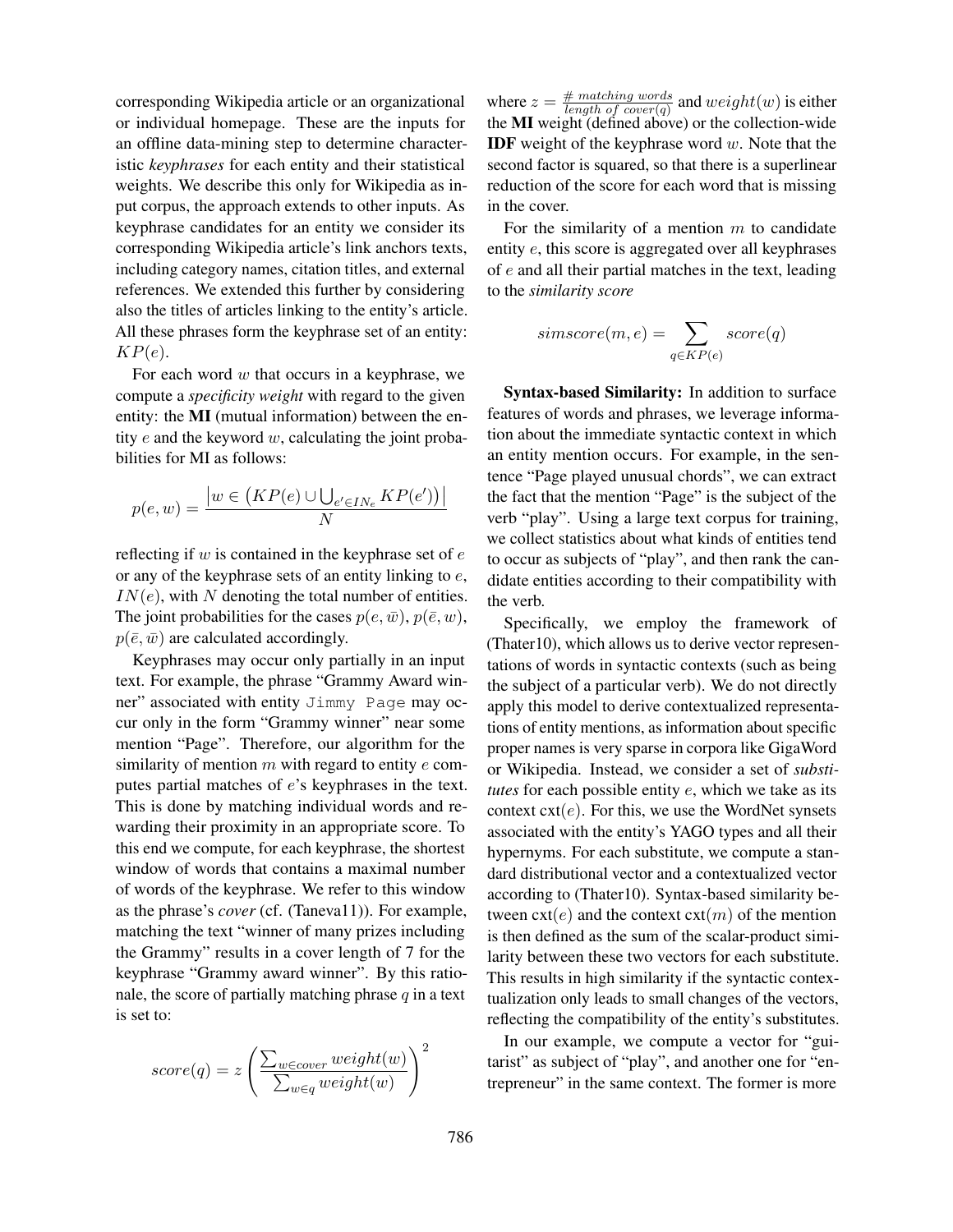corresponding Wikipedia article or an organizational or individual homepage. These are the inputs for an offline data-mining step to determine characteristic *keyphrases* for each entity and their statistical weights. We describe this only for Wikipedia as input corpus, the approach extends to other inputs. As keyphrase candidates for an entity we consider its corresponding Wikipedia article's link anchors texts, including category names, citation titles, and external references. We extended this further by considering also the titles of articles linking to the entity's article. All these phrases form the keyphrase set of an entity: $KP(e)$.

For each word $w$ that occurs in a keyphrase, we compute a *specificity weight* with regard to the given entity: the **MI** (mutual information) between the entity $e$ and the keyword $w$, calculating the joint probabilities for MI as follows:

$$p(e,w) = \frac{\left| w \in \left( KP(e) \cup \bigcup_{e' \in IN_e} KP(e') \right) \right|}{N}$$

reflecting if $w$ is contained in the keyphrase set of $e$ or any of the keyphrase sets of an entity linking to $e$, $IN(e)$, with $N$ denoting the total number of entities. The joint probabilities for the cases $p(e, \bar{w})$, $p(\bar{e}, w)$, $p(\bar{e}, \bar{w})$ are calculated accordingly.

Keyphrases may occur only partially in an input text. For example, the phrase "Grammy Award winner" associated with entity `Jimmy Page` may occur only in the form "Grammy winner" near some mention "Page". Therefore, our algorithm for the similarity of mention $m$ with regard to entity $e$ computes partial matches of $e$'s keyphrases in the text. This is done by matching individual words and rewarding their proximity in an appropriate score. To this end we compute, for each keyphrase, the shortest window of words that contains a maximal number of words of the keyphrase. We refer to this window as the phrase's *cover* (cf. (Taneva11)). For example, matching the text "winner of many prizes including the Grammy" results in a cover length of 7 for the keyphrase "Grammy award winner". By this rationale, the score of partially matching phrase $q$ in a text is set to:

$$score(q) = z \left( \frac{\sum_{w \in cover} weight(w)}{\sum_{w \in q} weight(w)} \right)^2$$

where $z = \frac{\#\ matching\ words}{length\ of\ cover(q)}$ and $weight(w)$ is either the **MI** weight (defined above) or the collection-wide **IDF** weight of the keyphrase word $w$. Note that the second factor is squared, so that there is a superlinear reduction of the score for each word that is missing in the cover.

For the similarity of a mention $m$ to candidate entity $e$, this score is aggregated over all keyphrases of $e$ and all their partial matches in the text, leading to the *similarity score*

$$simscore(m,e) = \sum_{q \in KP(e)} score(q)$$

**Syntax-based Similarity:** In addition to surface features of words and phrases, we leverage information about the immediate syntactic context in which an entity mention occurs. For example, in the sentence "Page played unusual chords", we can extract the fact that the mention "Page" is the subject of the verb "play". Using a large text corpus for training, we collect statistics about what kinds of entities tend to occur as subjects of "play", and then rank the candidate entities according to their compatibility with the verb.

Specifically, we employ the framework of (Thater10), which allows us to derive vector representations of words in syntactic contexts (such as being the subject of a particular verb). We do not directly apply this model to derive contextualized representations of entity mentions, as information about specific proper names is very sparse in corpora like GigaWord or Wikipedia. Instead, we consider a set of *substitutes* for each possible entity $e$, which we take as its context $\text{cxt}(e)$. For this, we use the WordNet synsets associated with the entity's YAGO types and all their hypernyms. For each substitute, we compute a standard distributional vector and a contextualized vector according to (Thater10). Syntax-based similarity between $\text{cxt}(e)$ and the context $\text{cxt}(m)$ of the mention is then defined as the sum of the scalar-product similarity between these two vectors for each substitute. This results in high similarity if the syntactic contextualization only leads to small changes of the vectors, reflecting the compatibility of the entity's substitutes.

In our example, we compute a vector for "guitarist" as subject of "play", and another one for "entrepreneur" in the same context. The former is more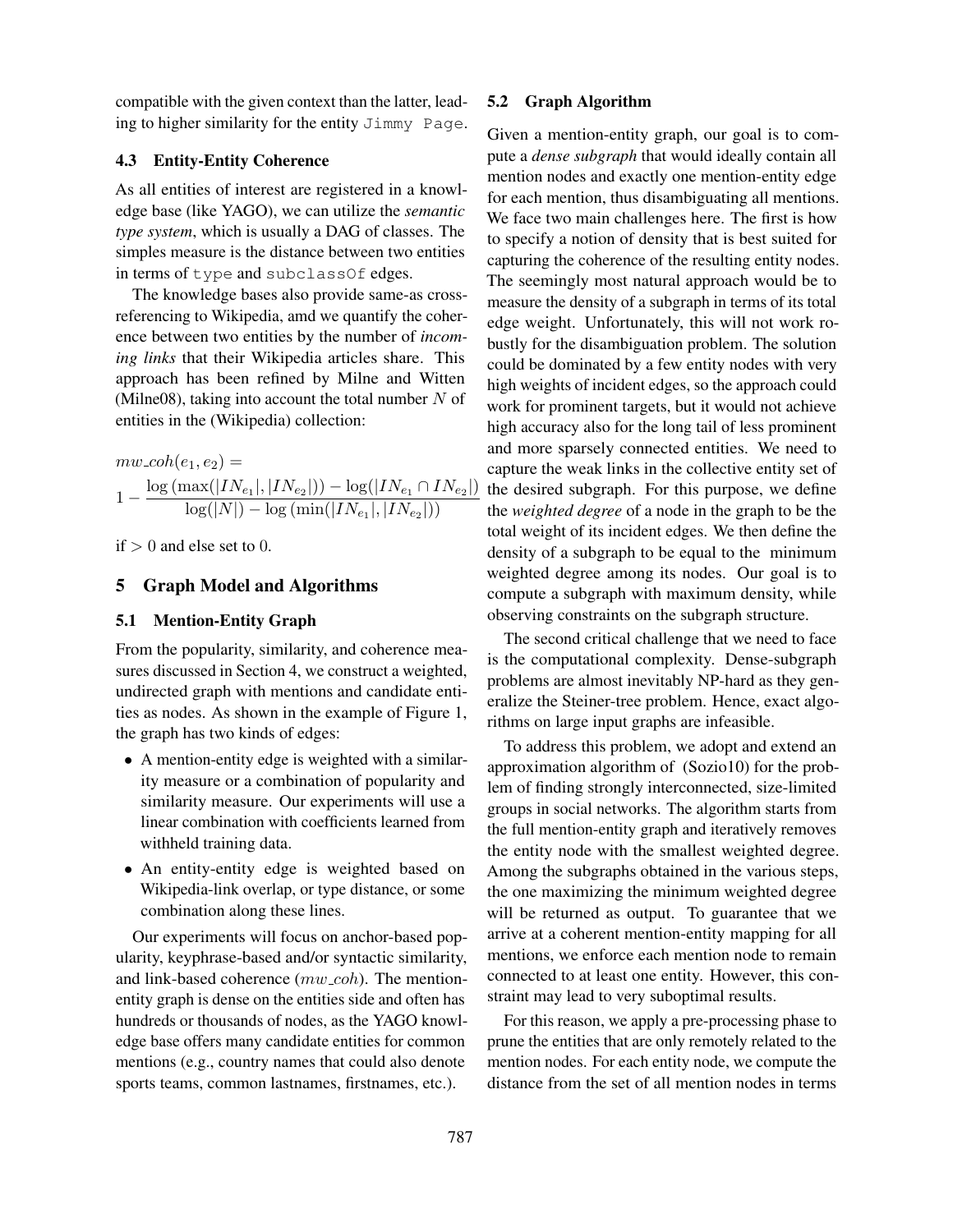compatible with the given context than the latter, leading to higher similarity for the entity `Jimmy Page`.

### 4.3 Entity-Entity Coherence

As all entities of interest are registered in a knowledge base (like YAGO), we can utilize the *semantic type system*, which is usually a DAG of classes. The simples measure is the distance between two entities in terms of `type` and `subclassOf` edges.

The knowledge bases also provide same-as cross-referencing to Wikipedia, amd we quantify the coherence between two entities by the number of *incoming links* that their Wikipedia articles share. This approach has been refined by Milne and Witten (Milne08), taking into account the total number $N$ of entities in the (Wikipedia) collection:

$$mw\_coh(e_1, e_2) =$$
$$1 - \frac{\log\left(\max(|IN_{e_1}|, |IN_{e_2}|)\right) - \log(|IN_{e_1} \cap IN_{e_2}|)}{\log(|N|) - \log\left(\min(|IN_{e_1}|, |IN_{e_2}|)\right)}$$

if $> 0$ and else set to $0$.

## 5 Graph Model and Algorithms

### 5.1 Mention-Entity Graph

From the popularity, similarity, and coherence measures discussed in Section 4, we construct a weighted, undirected graph with mentions and candidate entities as nodes. As shown in the example of Figure 1, the graph has two kinds of edges:

- A mention-entity edge is weighted with a similarity measure or a combination of popularity and similarity measure. Our experiments will use a linear combination with coefficients learned from withheld training data.
- An entity-entity edge is weighted based on Wikipedia-link overlap, or type distance, or some combination along these lines.

Our experiments will focus on anchor-based popularity, keyphrase-based and/or syntactic similarity, and link-based coherence ($mw\_coh$). The mention-entity graph is dense on the entities side and often has hundreds or thousands of nodes, as the YAGO knowledge base offers many candidate entities for common mentions (e.g., country names that could also denote sports teams, common lastnames, firstnames, etc.).

### 5.2 Graph Algorithm

Given a mention-entity graph, our goal is to compute a *dense subgraph* that would ideally contain all mention nodes and exactly one mention-entity edge for each mention, thus disambiguating all mentions. We face two main challenges here. The first is how to specify a notion of density that is best suited for capturing the coherence of the resulting entity nodes. The seemingly most natural approach would be to measure the density of a subgraph in terms of its total edge weight. Unfortunately, this will not work robustly for the disambiguation problem. The solution could be dominated by a few entity nodes with very high weights of incident edges, so the approach could work for prominent targets, but it would not achieve high accuracy also for the long tail of less prominent and more sparsely connected entities. We need to capture the weak links in the collective entity set of the desired subgraph. For this purpose, we define the *weighted degree* of a node in the graph to be the total weight of its incident edges. We then define the density of a subgraph to be equal to the minimum weighted degree among its nodes. Our goal is to compute a subgraph with maximum density, while observing constraints on the subgraph structure.

The second critical challenge that we need to face is the computational complexity. Dense-subgraph problems are almost inevitably NP-hard as they generalize the Steiner-tree problem. Hence, exact algorithms on large input graphs are infeasible.

To address this problem, we adopt and extend an approximation algorithm of (Sozio10) for the problem of finding strongly interconnected, size-limited groups in social networks. The algorithm starts from the full mention-entity graph and iteratively removes the entity node with the smallest weighted degree. Among the subgraphs obtained in the various steps, the one maximizing the minimum weighted degree will be returned as output. To guarantee that we arrive at a coherent mention-entity mapping for all mentions, we enforce each mention node to remain connected to at least one entity. However, this constraint may lead to very suboptimal results.

For this reason, we apply a pre-processing phase to prune the entities that are only remotely related to the mention nodes. For each entity node, we compute the distance from the set of all mention nodes in terms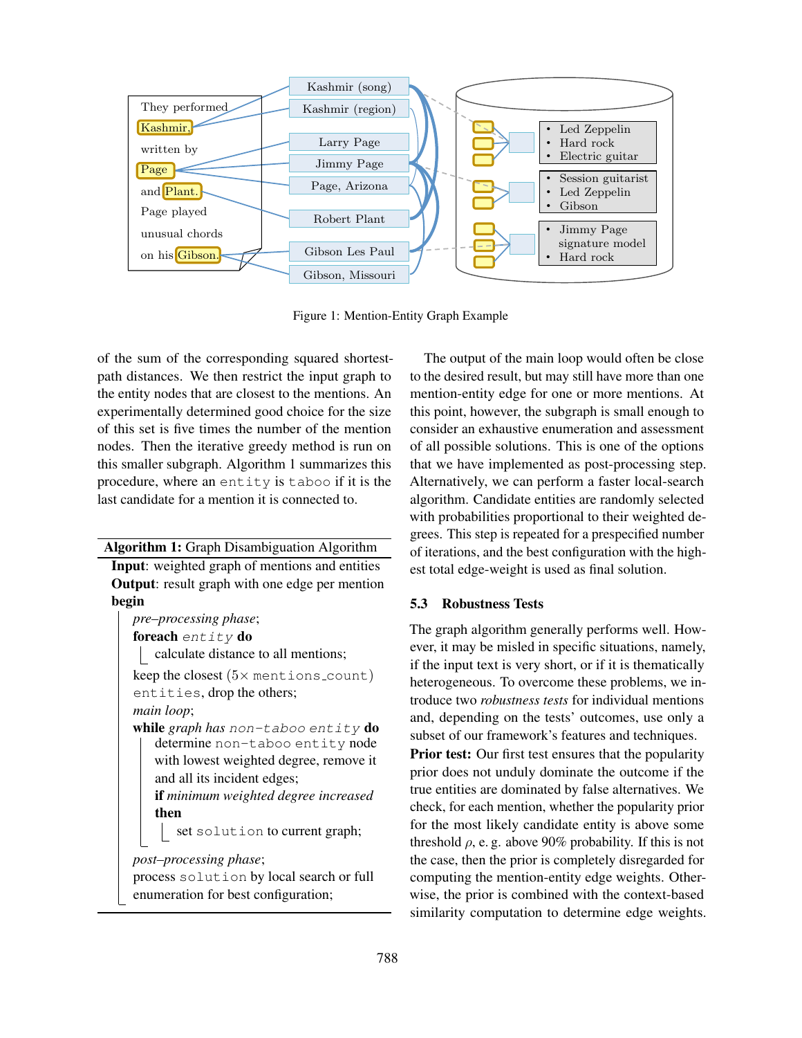Figure 1: Mention-Entity Graph Example

of the sum of the corresponding squared shortest-path distances. We then restrict the input graph to the entity nodes that are closest to the mentions. An experimentally determined good choice for the size of this set is five times the number of the mention nodes. Then the iterative greedy method is run on this smaller subgraph. Algorithm 1 summarizes this procedure, where an `entity` is `taboo` if it is the last candidate for a mention it is connected to.

**Algorithm 1:** Graph Disambiguation Algorithm

**Input**: weighted graph of mentions and entities
**Output**: result graph with one edge per mention
**begin**
  *pre–processing phase*;
  **foreach** `entity` **do**
    calculate distance to all mentions;
  keep the closest ($5\times$ `mentions_count`) `entities`, drop the others;
  *main loop*;
  **while** *graph has* `non-taboo entity` **do**
    determine `non-taboo entity` node with lowest weighted degree, remove it and all its incident edges;
    **if** *minimum weighted degree increased* **then**
      set `solution` to current graph;
  *post–processing phase*;
  process `solution` by local search or full enumeration for best configuration;

The output of the main loop would often be close to the desired result, but may still have more than one mention-entity edge for one or more mentions. At this point, however, the subgraph is small enough to consider an exhaustive enumeration and assessment of all possible solutions. This is one of the options that we have implemented as post-processing step. Alternatively, we can perform a faster local-search algorithm. Candidate entities are randomly selected with probabilities proportional to their weighted degrees. This step is repeated for a prespecified number of iterations, and the best configuration with the highest total edge-weight is used as final solution.

### 5.3 Robustness Tests

The graph algorithm generally performs well. However, it may be misled in specific situations, namely, if the input text is very short, or if it is thematically heterogeneous. To overcome these problems, we introduce two *robustness tests* for individual mentions and, depending on the tests' outcomes, use only a subset of our framework's features and techniques.

**Prior test:** Our first test ensures that the popularity prior does not unduly dominate the outcome if the true entities are dominated by false alternatives. We check, for each mention, whether the popularity prior for the most likely candidate entity is above some threshold $\rho$, e. g. above 90% probability. If this is not the case, then the prior is completely disregarded for computing the mention-entity edge weights. Otherwise, the prior is combined with the context-based similarity computation to determine edge weights.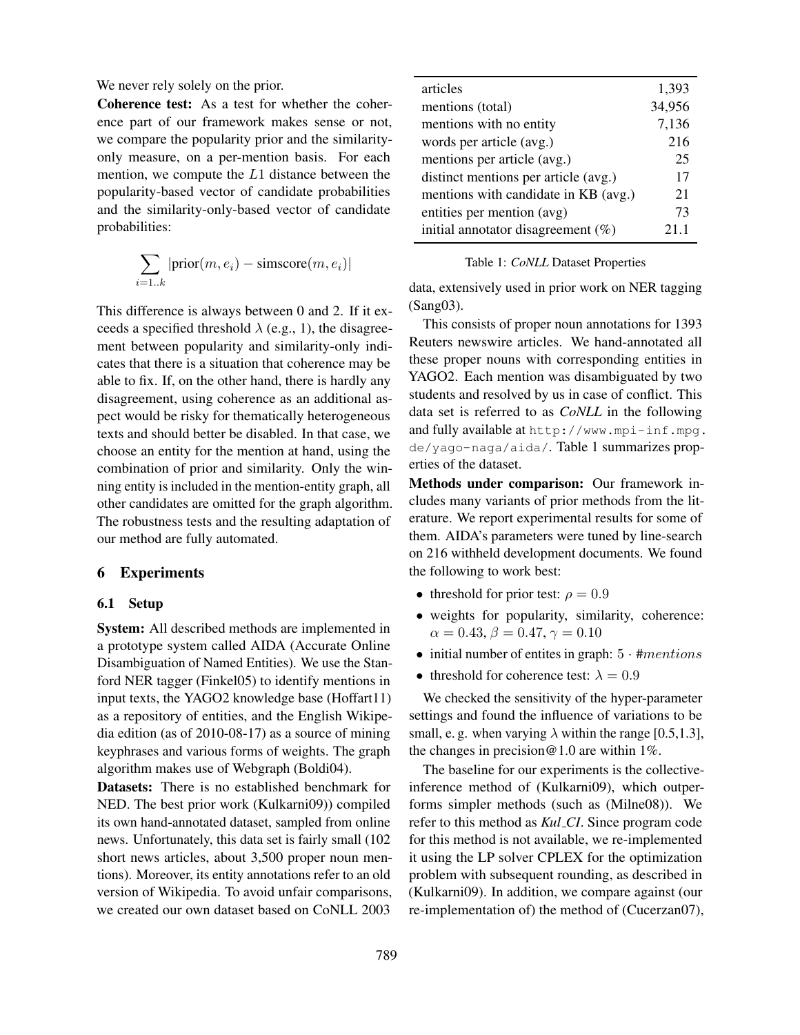We never rely solely on the prior.

**Coherence test:** As a test for whether the coherence part of our framework makes sense or not, we compare the popularity prior and the similarity-only measure, on a per-mention basis. For each mention, we compute the $L1$ distance between the popularity-based vector of candidate probabilities and the similarity-only-based vector of candidate probabilities:

$$\sum_{i=1..k} |\text{prior}(m, e_i) - \text{simscore}(m, e_i)|$$

This difference is always between 0 and 2. If it exceeds a specified threshold $\lambda$ (e.g., 1), the disagreement between popularity and similarity-only indicates that there is a situation that coherence may be able to fix. If, on the other hand, there is hardly any disagreement, using coherence as an additional aspect would be risky for thematically heterogeneous texts and should better be disabled. In that case, we choose an entity for the mention at hand, using the combination of prior and similarity. Only the winning entity is included in the mention-entity graph, all other candidates are omitted for the graph algorithm. The robustness tests and the resulting adaptation of our method are fully automated.

## 6 Experiments

### 6.1 Setup

**System:** All described methods are implemented in a prototype system called AIDA (Accurate Online Disambiguation of Named Entities). We use the Stanford NER tagger (Finkel05) to identify mentions in input texts, the YAGO2 knowledge base (Hoffart11) as a repository of entities, and the English Wikipedia edition (as of 2010-08-17) as a source of mining keyphrases and various forms of weights. The graph algorithm makes use of Webgraph (Boldi04).

**Datasets:** There is no established benchmark for NED. The best prior work (Kulkarni09)) compiled its own hand-annotated dataset, sampled from online news. Unfortunately, this data set is fairly small (102 short news articles, about 3,500 proper noun mentions). Moreover, its entity annotations refer to an old version of Wikipedia. To avoid unfair comparisons, we created our own dataset based on CoNLL 2003 data, extensively used in prior work on NER tagging (Sang03).

| | |
|---|---|
| articles | 1,393 |
| mentions (total) | 34,956 |
| mentions with no entity | 7,136 |
| words per article (avg.) | 216 |
| mentions per article (avg.) | 25 |
| distinct mentions per article (avg.) | 17 |
| mentions with candidate in KB (avg.) | 21 |
| entities per mention (avg) | 73 |
| initial annotator disagreement (%) | 21.1 |

Table 1: *CoNLL* Dataset Properties

This consists of proper noun annotations for 1393 Reuters newswire articles. We hand-annotated all these proper nouns with corresponding entities in YAGO2. Each mention was disambiguated by two students and resolved by us in case of conflict. This data set is referred to as *CoNLL* in the following and fully available at http://www.mpi-inf.mpg.de/yago-naga/aida/. Table 1 summarizes properties of the dataset.

**Methods under comparison:** Our framework includes many variants of prior methods from the literature. We report experimental results for some of them. AIDA's parameters were tuned by line-search on 216 withheld development documents. We found the following to work best:

- threshold for prior test: $\rho = 0.9$
- weights for popularity, similarity, coherence: $\alpha = 0.43, \beta = 0.47, \gamma = 0.10$
- initial number of entites in graph: $5 \cdot \#mentions$
- threshold for coherence test: $\lambda = 0.9$

We checked the sensitivity of the hyper-parameter settings and found the influence of variations to be small, e. g. when varying $\lambda$ within the range [0.5,1.3], the changes in precision@1.0 are within 1%.

The baseline for our experiments is the collective-inference method of (Kulkarni09), which outperforms simpler methods (such as (Milne08)). We refer to this method as *Kul_CI*. Since program code for this method is not available, we re-implemented it using the LP solver CPLEX for the optimization problem with subsequent rounding, as described in (Kulkarni09). In addition, we compare against (our re-implementation of) the method of (Cucerzan07),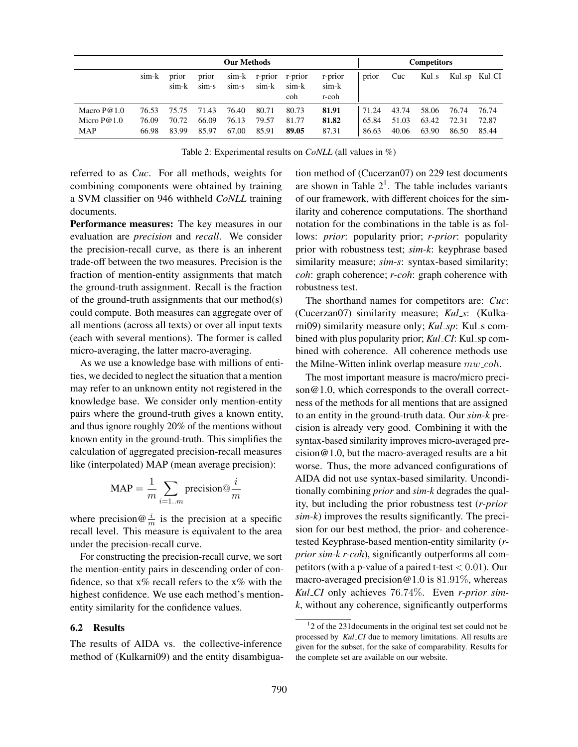| | Our Methods | | | | | | | Competitors | | | | |
|---|---|---|---|---|---|---|---|---|---|---|---|---|
| | sim-k | prior sim-k | prior sim-s | sim-k sim-s | r-prior sim-k | r-prior sim-k coh | r-prior sim-k r-coh | prior | Cuc | Kul_s | Kul_sp | Kul_CI |
| Macro P@1.0 | 76.53 | 75.75 | 71.43 | 76.40 | 80.71 | 80.73 | **81.91** | 71.24 | 43.74 | 58.06 | 76.74 | 76.74 |
| Micro P@1.0 | 76.09 | 70.72 | 66.09 | 76.13 | 79.57 | 81.77 | **81.82** | 65.84 | 51.03 | 63.42 | 72.31 | 72.87 |
| MAP | 66.98 | 83.99 | 85.97 | 67.00 | 85.91 | **89.05** | 87.31 | 86.63 | 40.06 | 63.90 | 86.50 | 85.44 |

Table 2: Experimental results on *CoNLL* (all values in %)

referred to as *Cuc*. For all methods, weights for combining components were obtained by training a SVM classifier on 946 withheld *CoNLL* training documents.

**Performance measures:** The key measures in our evaluation are *precision* and *recall*. We consider the precision-recall curve, as there is an inherent trade-off between the two measures. Precision is the fraction of mention-entity assignments that match the ground-truth assignment. Recall is the fraction of the ground-truth assignments that our method(s) could compute. Both measures can aggregate over of all mentions (across all texts) or over all input texts (each with several mentions). The former is called micro-averaging, the latter macro-averaging.

As we use a knowledge base with millions of entities, we decided to neglect the situation that a mention may refer to an unknown entity not registered in the knowledge base. We consider only mention-entity pairs where the ground-truth gives a known entity, and thus ignore roughly 20% of the mentions without known entity in the ground-truth. This simplifies the calculation of aggregated precision-recall measures like (interpolated) MAP (mean average precision):

$$\text{MAP} = \frac{1}{m} \sum_{i=1..m} \text{precision@}\frac{i}{m}$$

where precision@$\frac{i}{m}$ is the precision at a specific recall level. This measure is equivalent to the area under the precision-recall curve.

For constructing the precision-recall curve, we sort the mention-entity pairs in descending order of confidence, so that x% recall refers to the x% with the highest confidence. We use each method's mention-entity similarity for the confidence values.

## 6.2 Results

The results of AIDA vs. the collective-inference method of (Kulkarni09) and the entity disambiguation method of (Cucerzan07) on 229 test documents are shown in Table 2[1]. The table includes variants of our framework, with different choices for the similarity and coherence computations. The shorthand notation for the combinations in the table is as follows: *prior*: popularity prior; *r-prior*: popularity prior with robustness test; *sim-k*: keyphrase based similarity measure; *sim-s*: syntax-based similarity; *coh*: graph coherence; *r-coh*: graph coherence with robustness test.

The shorthand names for competitors are: *Cuc*: (Cucerzan07) similarity measure; *Kul_s*: (Kulkarni09) similarity measure only; *Kul_sp*: Kul_s combined with plus popularity prior; *Kul_CI*: Kul_sp combined with coherence. All coherence methods use the Milne-Witten inlink overlap measure $mw\_coh$.

The most important measure is macro/micro precison@1.0, which corresponds to the overall correctness of the methods for all mentions that are assigned to an entity in the ground-truth data. Our *sim-k* precision is already very good. Combining it with the syntax-based similarity improves micro-averaged precision@1.0, but the macro-averaged results are a bit worse. Thus, the more advanced configurations of AIDA did not use syntax-based similarity. Unconditionally combining *prior* and *sim-k* degrades the quality, but including the prior robustness test (*r-prior sim-k*) improves the results significantly. The precision for our best method, the prior- and coherence-tested Keyphrase-based mention-entity similarity (*r-prior sim-k r-coh*), significantly outperforms all competitors (with a p-value of a paired t-test $< 0.01$). Our macro-averaged precision@1.0 is $81.91\%$, whereas *Kul_CI* only achieves $76.74\%$. Even *r-prior sim-k*, without any coherence, significantly outperforms

[1] 2 of the 231documents in the original test set could not be processed by *Kul_CI* due to memory limitations. All results are given for the subset, for the sake of comparability. Results for the complete set are available on our website.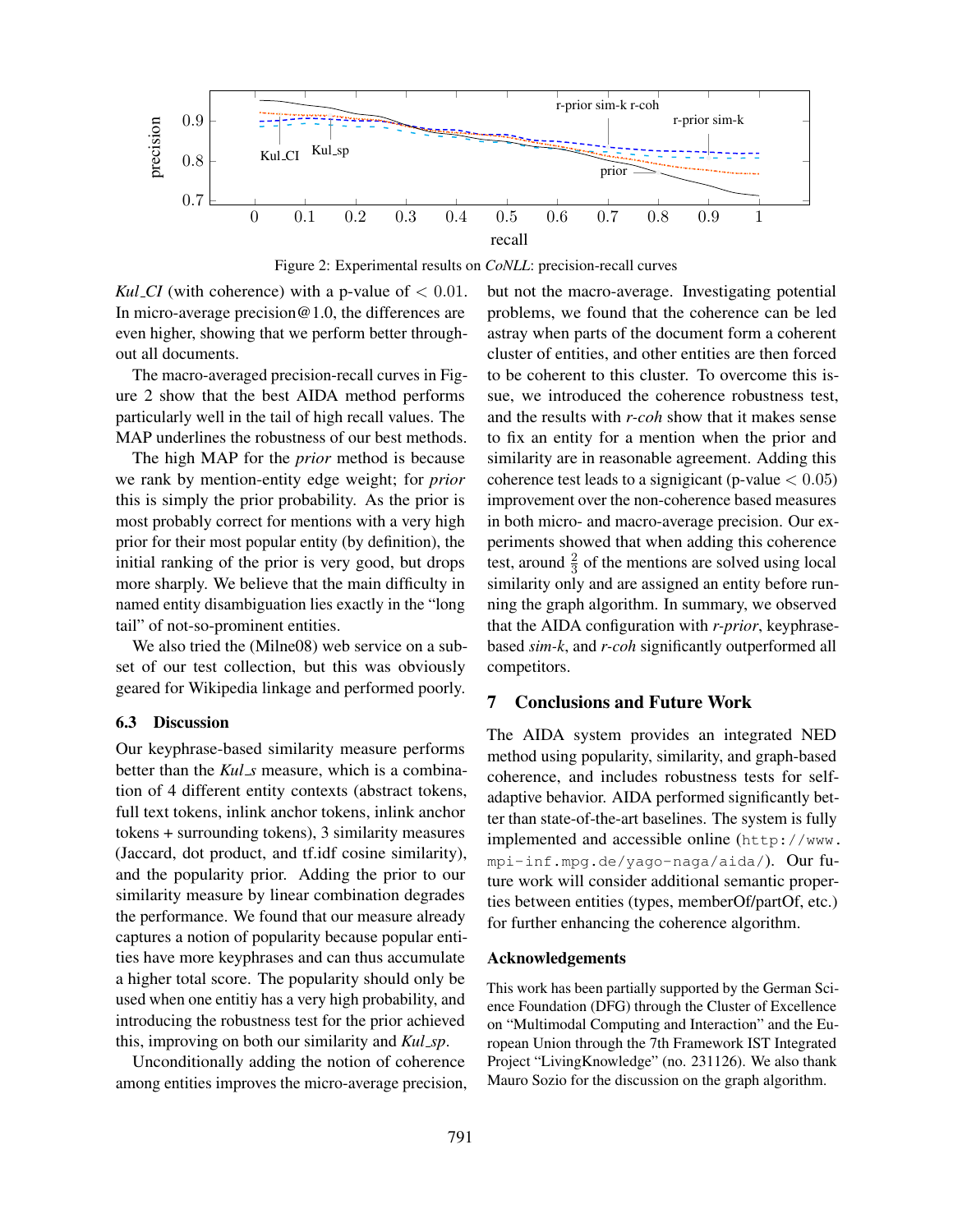Figure 2: Experimental results on *CoNLL*: precision-recall curves

*Kul_CI* (with coherence) with a p-value of $< 0.01$. In micro-average precision@1.0, the differences are even higher, showing that we perform better throughout all documents.

The macro-averaged precision-recall curves in Figure 2 show that the best AIDA method performs particularly well in the tail of high recall values. The MAP underlines the robustness of our best methods.

The high MAP for the *prior* method is because we rank by mention-entity edge weight; for *prior* this is simply the prior probability. As the prior is most probably correct for mentions with a very high prior for their most popular entity (by definition), the initial ranking of the prior is very good, but drops more sharply. We believe that the main difficulty in named entity disambiguation lies exactly in the "long tail" of not-so-prominent entities.

We also tried the (Milne08) web service on a subset of our test collection, but this was obviously geared for Wikipedia linkage and performed poorly.

### 6.3 Discussion

Our keyphrase-based similarity measure performs better than the *Kul_s* measure, which is a combination of 4 different entity contexts (abstract tokens, full text tokens, inlink anchor tokens, inlink anchor tokens + surrounding tokens), 3 similarity measures (Jaccard, dot product, and tf.idf cosine similarity), and the popularity prior. Adding the prior to our similarity measure by linear combination degrades the performance. We found that our measure already captures a notion of popularity because popular entities have more keyphrases and can thus accumulate a higher total score. The popularity should only be used when one entitiy has a very high probability, and introducing the robustness test for the prior achieved this, improving on both our similarity and *Kul_sp*.

Unconditionally adding the notion of coherence among entities improves the micro-average precision, but not the macro-average. Investigating potential problems, we found that the coherence can be led astray when parts of the document form a coherent cluster of entities, and other entities are then forced to be coherent to this cluster. To overcome this issue, we introduced the coherence robustness test, and the results with *r-coh* show that it makes sense to fix an entity for a mention when the prior and similarity are in reasonable agreement. Adding this coherence test leads to a signigicant (p-value $< 0.05$) improvement over the non-coherence based measures in both micro- and macro-average precision. Our experiments showed that when adding this coherence test, around $\frac{2}{3}$ of the mentions are solved using local similarity only and are assigned an entity before running the graph algorithm. In summary, we observed that the AIDA configuration with *r-prior*, keyphrase-based *sim-k*, and *r-coh* significantly outperformed all competitors.

## 7 Conclusions and Future Work

The AIDA system provides an integrated NED method using popularity, similarity, and graph-based coherence, and includes robustness tests for self-adaptive behavior. AIDA performed significantly better than state-of-the-art baselines. The system is fully implemented and accessible online (`http://www.mpi-inf.mpg.de/yago-naga/aida/`). Our future work will consider additional semantic properties between entities (types, memberOf/partOf, etc.) for further enhancing the coherence algorithm.

### Acknowledgements

This work has been partially supported by the German Science Foundation (DFG) through the Cluster of Excellence on "Multimodal Computing and Interaction" and the European Union through the 7th Framework IST Integrated Project "LivingKnowledge" (no. 231126). We also thank Mauro Sozio for the discussion on the graph algorithm.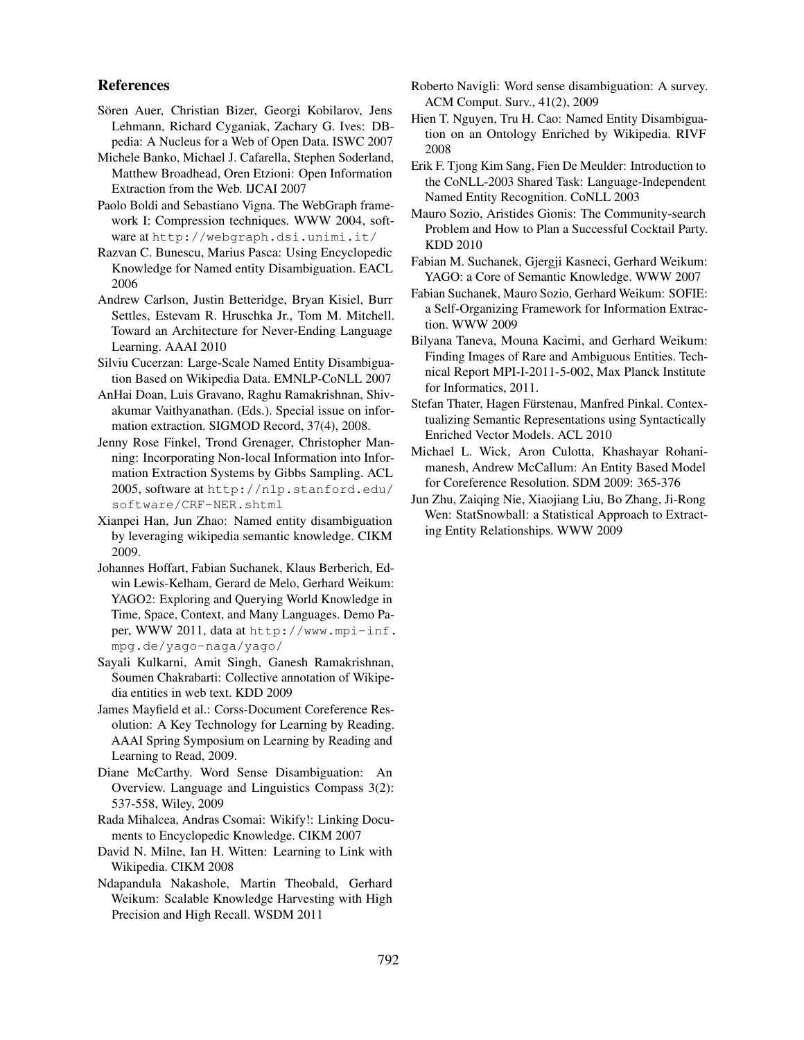## References

Sören Auer, Christian Bizer, Georgi Kobilarov, Jens Lehmann, Richard Cyganiak, Zachary G. Ives: DBpedia: A Nucleus for a Web of Open Data. ISWC 2007

Michele Banko, Michael J. Cafarella, Stephen Soderland, Matthew Broadhead, Oren Etzioni: Open Information Extraction from the Web. IJCAI 2007

Paolo Boldi and Sebastiano Vigna. The WebGraph framework I: Compression techniques. WWW 2004, software at http://webgraph.dsi.unimi.it/

Razvan C. Bunescu, Marius Pasca: Using Encyclopedic Knowledge for Named entity Disambiguation. EACL 2006

Andrew Carlson, Justin Betteridge, Bryan Kisiel, Burr Settles, Estevam R. Hruschka Jr., Tom M. Mitchell. Toward an Architecture for Never-Ending Language Learning. AAAI 2010

Silviu Cucerzan: Large-Scale Named Entity Disambiguation Based on Wikipedia Data. EMNLP-CoNLL 2007

AnHai Doan, Luis Gravano, Raghu Ramakrishnan, Shivakumar Vaithyanathan. (Eds.). Special issue on information extraction. SIGMOD Record, 37(4), 2008.

Jenny Rose Finkel, Trond Grenager, Christopher Manning: Incorporating Non-local Information into Information Extraction Systems by Gibbs Sampling. ACL 2005, software at http://nlp.stanford.edu/software/CRF-NER.shtml

Xianpei Han, Jun Zhao: Named entity disambiguation by leveraging wikipedia semantic knowledge. CIKM 2009.

Johannes Hoffart, Fabian Suchanek, Klaus Berberich, Edwin Lewis-Kelham, Gerard de Melo, Gerhard Weikum: YAGO2: Exploring and Querying World Knowledge in Time, Space, Context, and Many Languages. Demo Paper, WWW 2011, data at http://www.mpi-inf.mpg.de/yago-naga/yago/

Sayali Kulkarni, Amit Singh, Ganesh Ramakrishnan, Soumen Chakrabarti: Collective annotation of Wikipedia entities in web text. KDD 2009

James Mayfield et al.: Corss-Document Coreference Resolution: A Key Technology for Learning by Reading. AAAI Spring Symposium on Learning by Reading and Learning to Read, 2009.

Diane McCarthy. Word Sense Disambiguation: An Overview. Language and Linguistics Compass 3(2): 537-558, Wiley, 2009

Rada Mihalcea, Andras Csomai: Wikify!: Linking Documents to Encyclopedic Knowledge. CIKM 2007

David N. Milne, Ian H. Witten: Learning to Link with Wikipedia. CIKM 2008

Ndapandula Nakashole, Martin Theobald, Gerhard Weikum: Scalable Knowledge Harvesting with High Precision and High Recall. WSDM 2011

Roberto Navigli: Word sense disambiguation: A survey. ACM Comput. Surv., 41(2), 2009

Hien T. Nguyen, Tru H. Cao: Named Entity Disambiguation on an Ontology Enriched by Wikipedia. RIVF 2008

Erik F. Tjong Kim Sang, Fien De Meulder: Introduction to the CoNLL-2003 Shared Task: Language-Independent Named Entity Recognition. CoNLL 2003

Mauro Sozio, Aristides Gionis: The Community-search Problem and How to Plan a Successful Cocktail Party. KDD 2010

Fabian M. Suchanek, Gjergji Kasneci, Gerhard Weikum: YAGO: a Core of Semantic Knowledge. WWW 2007

Fabian Suchanek, Mauro Sozio, Gerhard Weikum: SOFIE: a Self-Organizing Framework for Information Extraction. WWW 2009

Bilyana Taneva, Mouna Kacimi, and Gerhard Weikum: Finding Images of Rare and Ambiguous Entities. Technical Report MPI-I-2011-5-002, Max Planck Institute for Informatics, 2011.

Stefan Thater, Hagen Fürstenau, Manfred Pinkal. Contextualizing Semantic Representations using Syntactically Enriched Vector Models. ACL 2010

Michael L. Wick, Aron Culotta, Khashayar Rohanimanesh, Andrew McCallum: An Entity Based Model for Coreference Resolution. SDM 2009: 365-376

Jun Zhu, Zaiqing Nie, Xiaojiang Liu, Bo Zhang, Ji-Rong Wen: StatSnowball: a Statistical Approach to Extracting Entity Relationships. WWW 2009